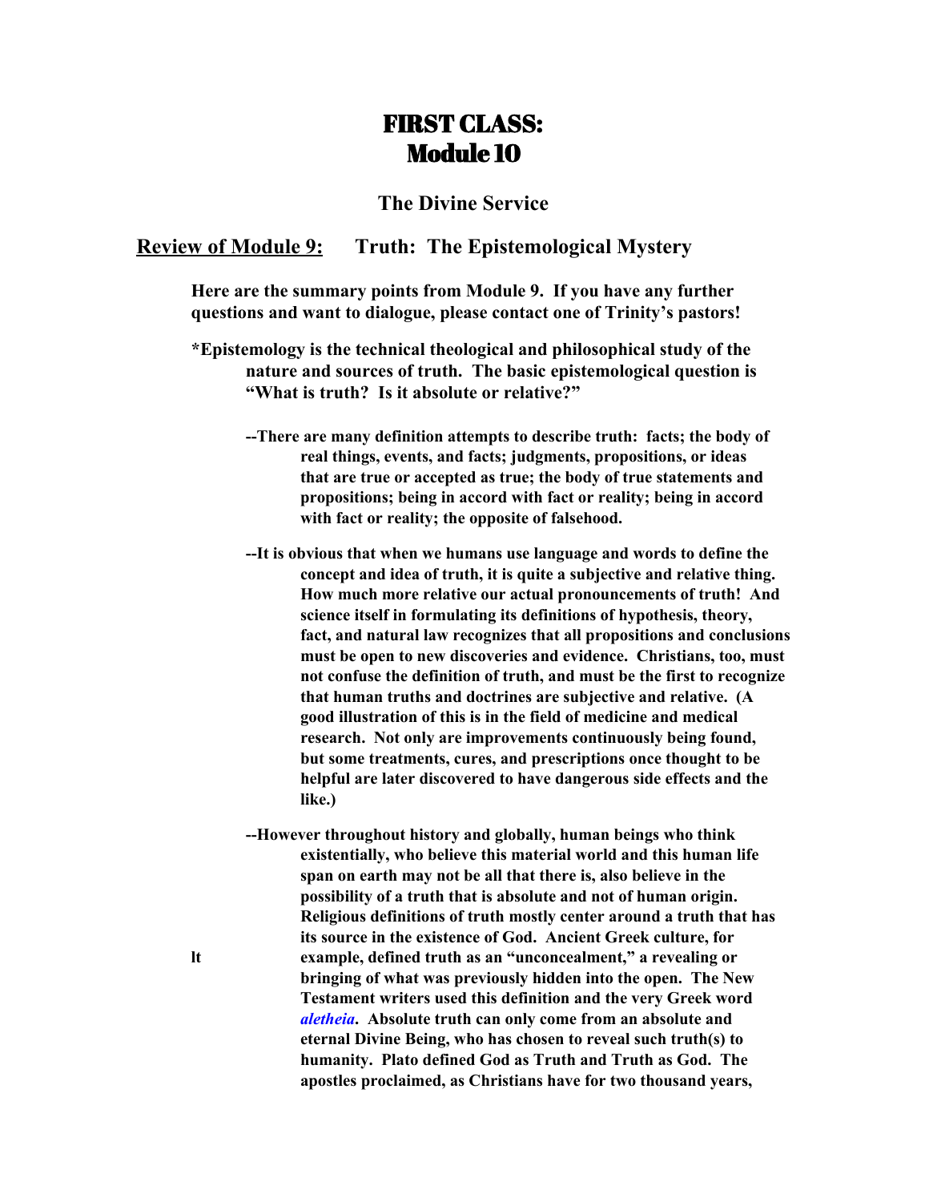# FIRST CLASS: Module 10

## The Divine Service

## Review of Module 9: Truth: The Epistemological Mystery

**Here are the summary points from Module 9. If you have any further questions and want to dialogue, please contact one of Trinity's pastors!**

**\*Epistemology is the technical theological and philosophical study of the nature and sources of truth. The basic epistemological question is "What is truth? Is it absolute or relative?"**

**--There are many definition attempts to describe truth: facts; the body of real things, events, and facts; judgments, propositions, or ideas that are true or accepted as true; the body of true statements and propositions; being in accord with fact or reality; being in accord with fact or reality; the opposite of falsehood.**

**--It is obvious that when we humans use language and words to define the concept and idea of truth, it is quite a subjective and relative thing. How much more relative our actual pronouncements of truth! And science itself in formulating its definitions of hypothesis, theory, fact, and natural law recognizes that all propositions and conclusions must be open to new discoveries and evidence. Christians, too, must not confuse the definition of truth, and must be the first to recognize that human truths and doctrines are subjective and relative. (A good illustration of this is in the field of medicine and medical research. Not only are improvements continuously being found, but some treatments, cures, and prescriptions once thought to be helpful are later discovered to have dangerous side effects and the like.)**

**--However throughout history and globally, human beings who think existentially, who believe this material world and this human life span on earth may not be all that there is, also believe in the possibility of a truth that is absolute and not of human origin. Religious definitions of truth mostly center around a truth that has its source in the existence of God. Ancient Greek culture, for example, defined truth as an "unconcealment," a revealing or bringing of what was previously hidden into the open. The New Testament writers used this definition and the very Greek word *aletheia*. Absolute truth can only come from an absolute and eternal Divine Being, who has chosen to reveal such truth(s) to humanity. Plato defined God as Truth and Truth as God. The apostles proclaimed, as Christians have for two thousand years,**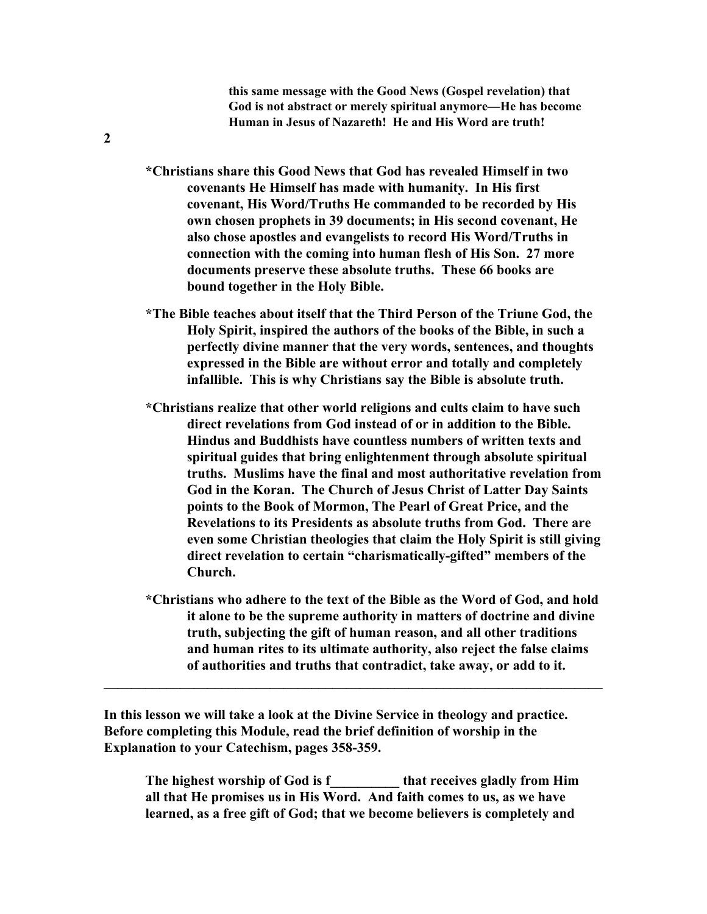**this same message with the Good News (Gospel revelation) that God is not abstract or merely spiritual anymore—He has become Human in Jesus of Nazareth! He and His Word are truth!**

- **Christians share this Good News that God has revealed Himself in two covenants He Himself has made with humanity. In His first covenant, His Word/Truths He commanded to be recorded by His own chosen prophets in 39 documents; in His second covenant, He also chose apostles and evangelists to record His Word/Truths in connection with the coming into human flesh of His Son. 27 more documents preserve these absolute truths. These 66 books are bound together in the Holy Bible.**

- **The Bible teaches about itself that the Third Person of the Triune God, the Holy Spirit, inspired the authors of the books of the Bible, in such a perfectly divine manner that the very words, sentences, and thoughts expressed in the Bible are without error and totally and completely infallible. This is why Christians say the Bible is absolute truth.**

- **Christians realize that other world religions and cults claim to have such direct revelations from God instead of or in addition to the Bible. Hindus and Buddhists have countless numbers of written texts and spiritual guides that bring enlightenment through absolute spiritual truths. Muslims have the final and most authoritative revelation from God in the Koran. The Church of Jesus Christ of Latter Day Saints points to the Book of Mormon, The Pearl of Great Price, and the Revelations to its Presidents as absolute truths from God. There are even some Christian theologies that claim the Holy Spirit is still giving direct revelation to certain "charismatically-gifted" members of the Church.**

- **Christians who adhere to the text of the Bible as the Word of God, and hold it alone to be the supreme authority in matters of doctrine and divine truth, subjecting the gift of human reason, and all other traditions and human rites to its ultimate authority, also reject the false claims of authorities and truths that contradict, take away, or add to it.**

---

**In this lesson we will take a look at the Divine Service in theology and practice. Before completing this Module, read the brief definition of worship in the Explanation to your Catechism, pages 358-359.**

**The highest worship of God is f__________ that receives gladly from Him all that He promises us in His Word. And faith comes to us, as we have learned, as a free gift of God; that we become believers is completely and**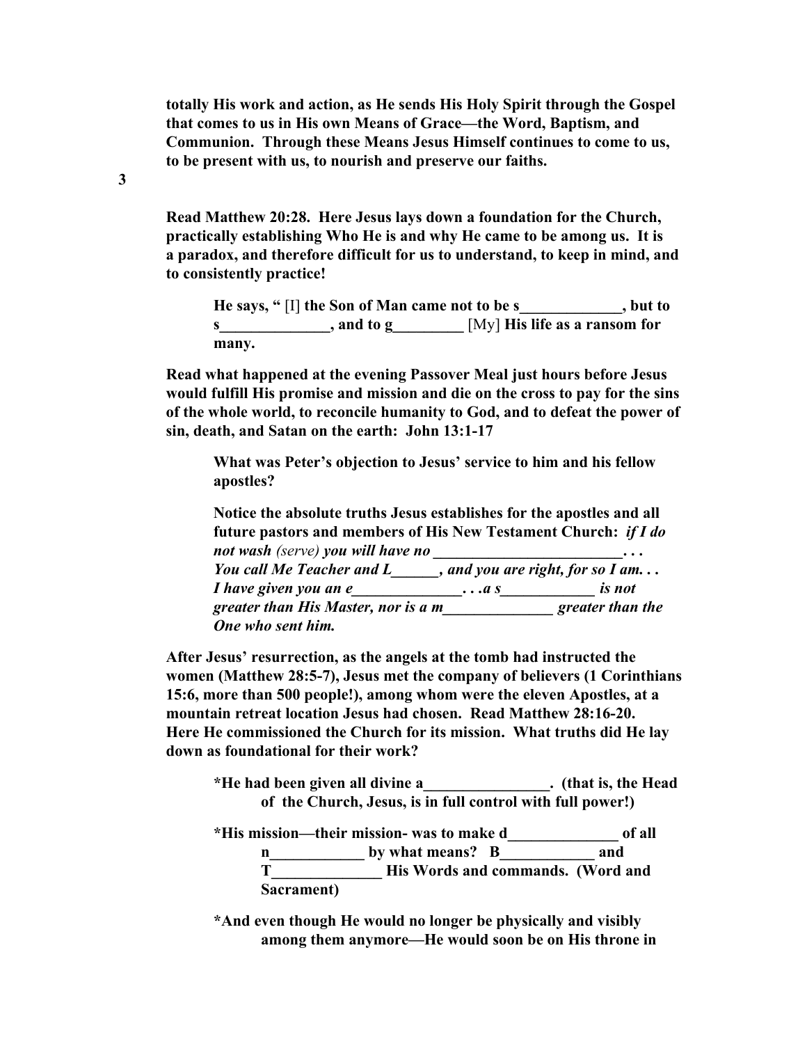**totally His work and action, as He sends His Holy Spirit through the Gospel that comes to us in His own Means of Grace—the Word, Baptism, and Communion. Through these Means Jesus Himself continues to come to us, to be present with us, to nourish and preserve our faiths.**

**3**

**Read Matthew 20:28. Here Jesus lays down a foundation for the Church, practically establishing Who He is and why He came to be among us. It is a paradox, and therefore difficult for us to understand, to keep in mind, and to consistently practice!**

> **He says, "** [I] **the Son of Man came not to be s_____________, but to s______________, and to g_________** [My] **His life as a ransom for many.**

**Read what happened at the evening Passover Meal just hours before Jesus would fulfill His promise and mission and die on the cross to pay for the sins of the whole world, to reconcile humanity to God, and to defeat the power of sin, death, and Satan on the earth: John 13:1-17**

> **What was Peter's objection to Jesus' service to him and his fellow apostles?**
>
> **Notice the absolute truths Jesus establishes for the apostles and all future pastors and members of His New Testament Church:** ***if I do not wash*** *(serve)* ***you will have no _________________________. . .***
> ***You call Me Teacher and L______, and you are right, for so I am. . .***
> ***I have given you an e______________. . .a s____________ is not greater than His Master, nor is a m______________ greater than the One who sent him.***

**After Jesus' resurrection, as the angels at the tomb had instructed the women (Matthew 28:5-7), Jesus met the company of believers (1 Corinthians 15:6, more than 500 people!), among whom were the eleven Apostles, at a mountain retreat location Jesus had chosen. Read Matthew 28:16-20. Here He commissioned the Church for its mission. What truths did He lay down as foundational for their work?**

> **\*He had been given all divine a________________. (that is, the Head of the Church, Jesus, is in full control with full power!)**
>
> **\*His mission—their mission- was to make d______________ of all n____________ by what means? B____________ and T______________ His Words and commands. (Word and Sacrament)**
>
> **\*And even though He would no longer be physically and visibly among them anymore—He would soon be on His throne in**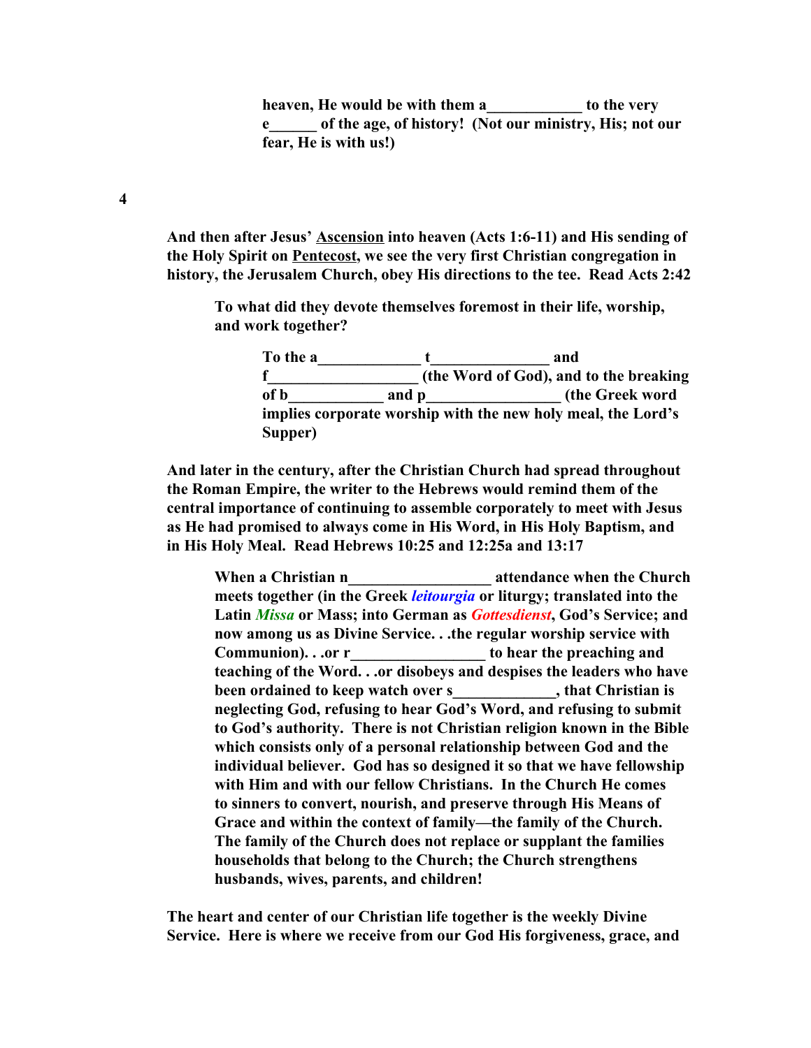**heaven, He would be with them a____________ to the very e______ of the age, of history! (Not our ministry, His; not our fear, He is with us!)**

**4**

**And then after Jesus' <u>Ascension</u> into heaven (Acts 1:6-11) and His sending of the Holy Spirit on <u>Pentecost</u>, we see the very first Christian congregation in history, the Jerusalem Church, obey His directions to the tee. Read Acts 2:42**

**To what did they devote themselves foremost in their life, worship, and work together?**

**To the a_____________ t_______________ and f__________________ (the Word of God), and to the breaking of b____________ and p_________________ (the Greek word implies corporate worship with the new holy meal, the Lord's Supper)**

**And later in the century, after the Christian Church had spread throughout the Roman Empire, the writer to the Hebrews would remind them of the central importance of continuing to assemble corporately to meet with Jesus as He had promised to always come in His Word, in His Holy Baptism, and in His Holy Meal. Read Hebrews 10:25 and 12:25a and 13:17**

**When a Christian n__________________ attendance when the Church meets together (in the Greek *leitourgia* or liturgy; translated into the Latin *Missa* or Mass; into German as *Gottesdienst*, God's Service; and now among us as Divine Service. . .the regular worship service with Communion). . .or r_________________ to hear the preaching and teaching of the Word. . .or disobeys and despises the leaders who have been ordained to keep watch over s_____________, that Christian is neglecting God, refusing to hear God's Word, and refusing to submit to God's authority. There is not Christian religion known in the Bible which consists only of a personal relationship between God and the individual believer. God has so designed it so that we have fellowship with Him and with our fellow Christians. In the Church He comes to sinners to convert, nourish, and preserve through His Means of Grace and within the context of family—the family of the Church. The family of the Church does not replace or supplant the families households that belong to the Church; the Church strengthens husbands, wives, parents, and children!**

**The heart and center of our Christian life together is the weekly Divine Service. Here is where we receive from our God His forgiveness, grace, and**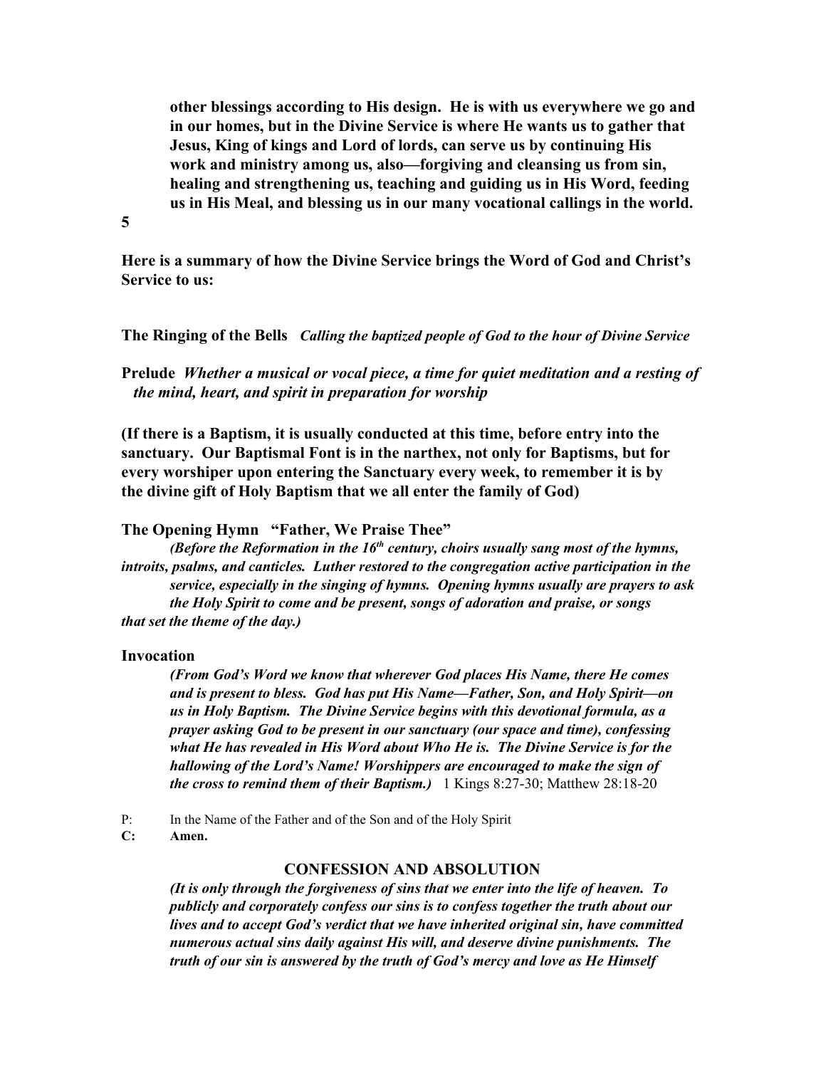**other blessings according to His design. He is with us everywhere we go and in our homes, but in the Divine Service is where He wants us to gather that Jesus, King of kings and Lord of lords, can serve us by continuing His work and ministry among us, also—forgiving and cleansing us from sin, healing and strengthening us, teaching and guiding us in His Word, feeding us in His Meal, and blessing us in our many vocational callings in the world.**

**Here is a summary of how the Divine Service brings the Word of God and Christ's Service to us:**

**The Ringing of the Bells** ***Calling the baptized people of God to the hour of Divine Service***

**Prelude** ***Whether a musical or vocal piece, a time for quiet meditation and a resting of the mind, heart, and spirit in preparation for worship***

**(If there is a Baptism, it is usually conducted at this time, before entry into the sanctuary. Our Baptismal Font is in the narthex, not only for Baptisms, but for every worshiper upon entering the Sanctuary every week, to remember it is by the divine gift of Holy Baptism that we all enter the family of God)**

**The Opening Hymn "Father, We Praise Thee"**

***(Before the Reformation in the 16th century, choirs usually sang most of the hymns, introits, psalms, and canticles. Luther restored to the congregation active participation in the service, especially in the singing of hymns. Opening hymns usually are prayers to ask the Holy Spirit to come and be present, songs of adoration and praise, or songs that set the theme of the day.)***

**Invocation**

***(From God's Word we know that wherever God places His Name, there He comes and is present to bless. God has put His Name—Father, Son, and Holy Spirit—on us in Holy Baptism. The Divine Service begins with this devotional formula, as a prayer asking God to be present in our sanctuary (our space and time), confessing what He has revealed in His Word about Who He is. The Divine Service is for the hallowing of the Lord's Name! Worshippers are encouraged to make the sign of the cross to remind them of their Baptism.)*** 1 Kings 8:27-30; Matthew 28:18-20

P: In the Name of the Father and of the Son and of the Holy Spirit
**C: Amen.**

## CONFESSION AND ABSOLUTION

***(It is only through the forgiveness of sins that we enter into the life of heaven. To publicly and corporately confess our sins is to confess together the truth about our lives and to accept God's verdict that we have inherited original sin, have committed numerous actual sins daily against His will, and deserve divine punishments. The truth of our sin is answered by the truth of God's mercy and love as He Himself***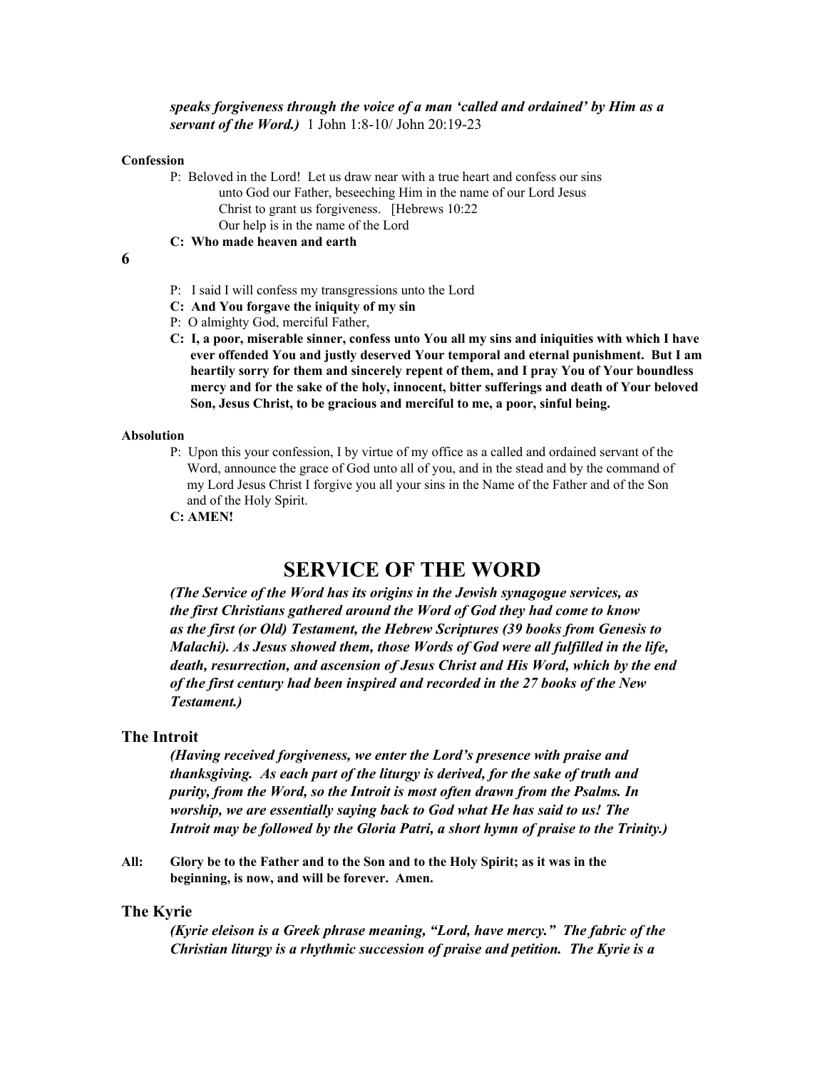***speaks forgiveness through the voice of a man 'called and ordained' by Him as a servant of the Word.)*** 1 John 1:8-10/ John 20:19-23

**Confession**

P: Beloved in the Lord! Let us draw near with a true heart and confess our sins unto God our Father, beseeching Him in the name of our Lord Jesus Christ to grant us forgiveness. [Hebrews 10:22
Our help is in the name of the Lord

**C: Who made heaven and earth**

P: I said I will confess my transgressions unto the Lord

**C: And You forgave the iniquity of my sin**

P: O almighty God, merciful Father,

**C: I, a poor, miserable sinner, confess unto You all my sins and iniquities with which I have ever offended You and justly deserved Your temporal and eternal punishment. But I am heartily sorry for them and sincerely repent of them, and I pray You of Your boundless mercy and for the sake of the holy, innocent, bitter sufferings and death of Your beloved Son, Jesus Christ, to be gracious and merciful to me, a poor, sinful being.**

**Absolution**

P: Upon this your confession, I by virtue of my office as a called and ordained servant of the Word, announce the grace of God unto all of you, and in the stead and by the command of my Lord Jesus Christ I forgive you all your sins in the Name of the Father and of the Son and of the Holy Spirit.

**C: AMEN!**

# SERVICE OF THE WORD

***(The Service of the Word has its origins in the Jewish synagogue services, as the first Christians gathered around the Word of God they had come to know as the first (or Old) Testament, the Hebrew Scriptures (39 books from Genesis to Malachi). As Jesus showed them, those Words of God were all fulfilled in the life, death, resurrection, and ascension of Jesus Christ and His Word, which by the end of the first century had been inspired and recorded in the 27 books of the New Testament.)***

## The Introit

***(Having received forgiveness, we enter the Lord's presence with praise and thanksgiving. As each part of the liturgy is derived, for the sake of truth and purity, from the Word, so the Introit is most often drawn from the Psalms. In worship, we are essentially saying back to God what He has said to us! The Introit may be followed by the Gloria Patri, a short hymn of praise to the Trinity.)***

**All: Glory be to the Father and to the Son and to the Holy Spirit; as it was in the beginning, is now, and will be forever. Amen.**

## The Kyrie

***(Kyrie eleison is a Greek phrase meaning, "Lord, have mercy." The fabric of the Christian liturgy is a rhythmic succession of praise and petition. The Kyrie is a***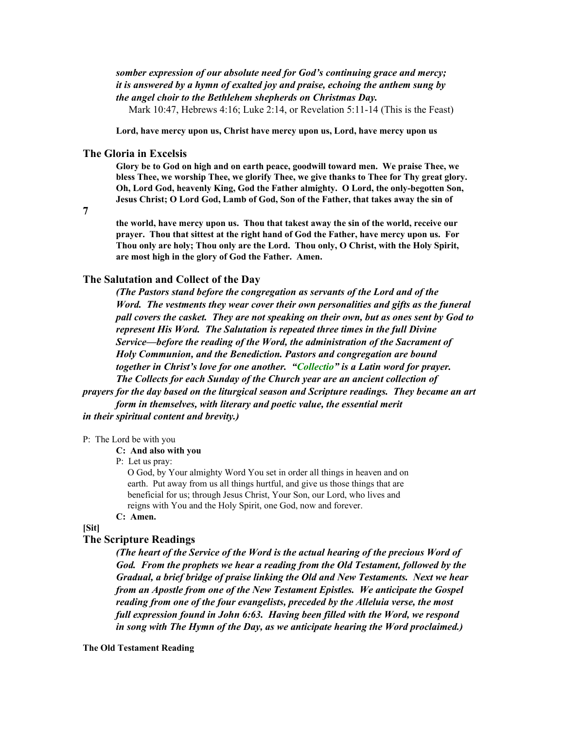***somber expression of our absolute need for God's continuing grace and mercy; it is answered by a hymn of exalted joy and praise, echoing the anthem sung by the angel choir to the Bethlehem shepherds on Christmas Day.***

Mark 10:47, Hebrews 4:16; Luke 2:14, or Revelation 5:11-14 (This is the Feast)

**Lord, have mercy upon us, Christ have mercy upon us, Lord, have mercy upon us**

## The Gloria in Excelsis

**Glory be to God on high and on earth peace, goodwill toward men. We praise Thee, we bless Thee, we worship Thee, we glorify Thee, we give thanks to Thee for Thy great glory. Oh, Lord God, heavenly King, God the Father almighty. O Lord, the only-begotten Son, Jesus Christ; O Lord God, Lamb of God, Son of the Father, that takes away the sin of the world, have mercy upon us. Thou that takest away the sin of the world, receive our prayer. Thou that sittest at the right hand of God the Father, have mercy upon us. For Thou only are holy; Thou only are the Lord. Thou only, O Christ, with the Holy Spirit, are most high in the glory of God the Father. Amen.**

## The Salutation and Collect of the Day

***(The Pastors stand before the congregation as servants of the Lord and of the Word. The vestments they wear cover their own personalities and gifts as the funeral pall covers the casket. They are not speaking on their own, but as ones sent by God to represent His Word. The Salutation is repeated three times in the full Divine Service—before the reading of the Word, the administration of the Sacrament of Holy Communion, and the Benediction. Pastors and congregation are bound together in Christ's love for one another. "Collectio" is a Latin word for prayer. The Collects for each Sunday of the Church year are an ancient collection of prayers for the day based on the liturgical season and Scripture readings. They became an art form in themselves, with literary and poetic value, the essential merit in their spiritual content and brevity.)***

P: The Lord be with you

**C: And also with you**

P: Let us pray:

O God, by Your almighty Word You set in order all things in heaven and on earth. Put away from us all things hurtful, and give us those things that are beneficial for us; through Jesus Christ, Your Son, our Lord, who lives and reigns with You and the Holy Spirit, one God, now and forever.

**C: Amen.**

**[Sit]**

## The Scripture Readings

***(The heart of the Service of the Word is the actual hearing of the precious Word of God. From the prophets we hear a reading from the Old Testament, followed by the Gradual, a brief bridge of praise linking the Old and New Testaments. Next we hear from an Apostle from one of the New Testament Epistles. We anticipate the Gospel reading from one of the four evangelists, preceded by the Alleluia verse, the most full expression found in John 6:63. Having been filled with the Word, we respond in song with The Hymn of the Day, as we anticipate hearing the Word proclaimed.)***

**The Old Testament Reading**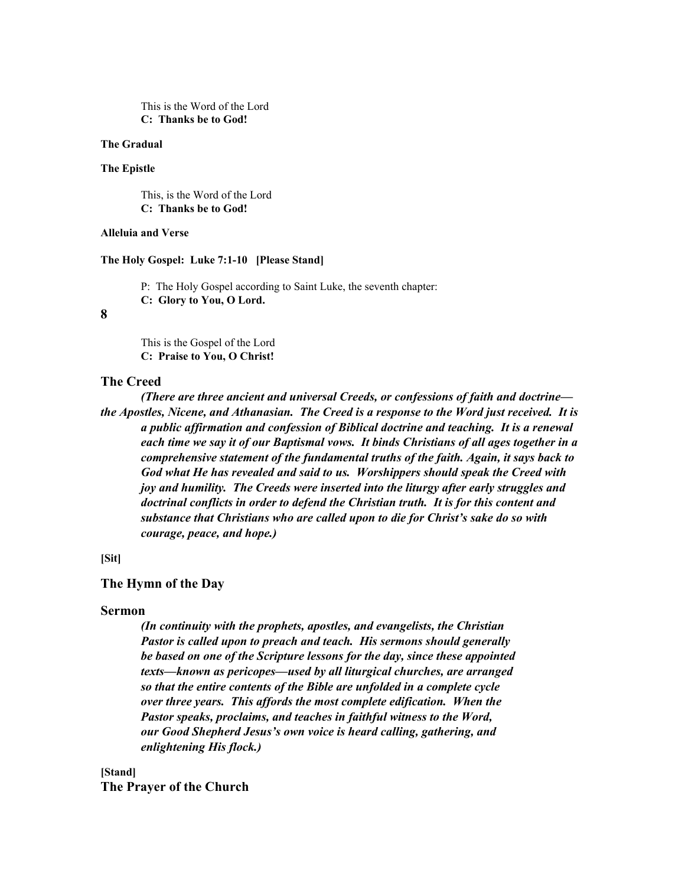This is the Word of the Lord
**C: Thanks be to God!**

**The Gradual**

**The Epistle**

This, is the Word of the Lord
**C: Thanks be to God!**

**Alleluia and Verse**

**The Holy Gospel: Luke 7:1-10 [Please Stand]**

P: The Holy Gospel according to Saint Luke, the seventh chapter:
**C: Glory to You, O Lord.**

This is the Gospel of the Lord
**C: Praise to You, O Christ!**

## The Creed

***(There are three ancient and universal Creeds, or confessions of faith and doctrine—the Apostles, Nicene, and Athanasian. The Creed is a response to the Word just received. It is a public affirmation and confession of Biblical doctrine and teaching. It is a renewal each time we say it of our Baptismal vows. It binds Christians of all ages together in a comprehensive statement of the fundamental truths of the faith. Again, it says back to God what He has revealed and said to us. Worshippers should speak the Creed with joy and humility. The Creeds were inserted into the liturgy after early struggles and doctrinal conflicts in order to defend the Christian truth. It is for this content and substance that Christians who are called upon to die for Christ's sake do so with courage, peace, and hope.)***

**[Sit]**

## The Hymn of the Day

## Sermon

***(In continuity with the prophets, apostles, and evangelists, the Christian Pastor is called upon to preach and teach. His sermons should generally be based on one of the Scripture lessons for the day, since these appointed texts—known as pericopes—used by all liturgical churches, are arranged so that the entire contents of the Bible are unfolded in a complete cycle over three years. This affords the most complete edification. When the Pastor speaks, proclaims, and teaches in faithful witness to the Word, our Good Shepherd Jesus's own voice is heard calling, gathering, and enlightening His flock.)***

**[Stand]**

## The Prayer of the Church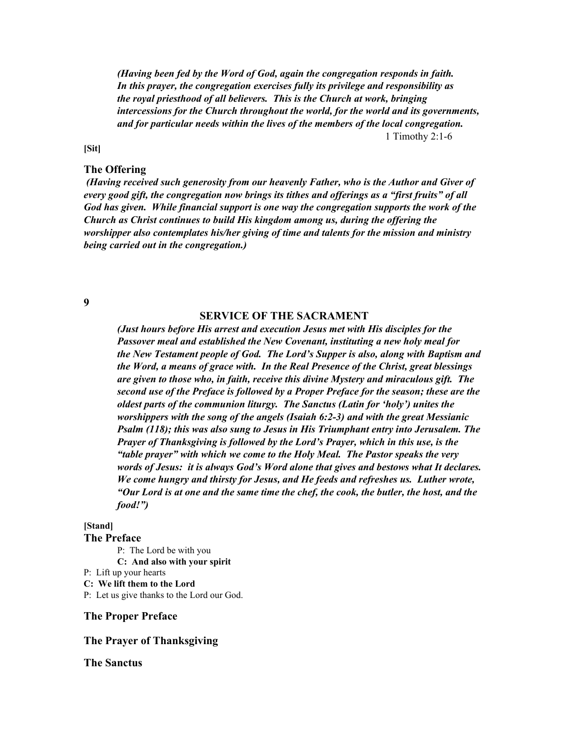*(Having been fed by the Word of God, again the congregation responds in faith. In this prayer, the congregation exercises fully its privilege and responsibility as the royal priesthood of all believers. This is the Church at work, bringing intercessions for the Church throughout the world, for the world and its governments, and for particular needs within the lives of the members of the local congregation.*

1 Timothy 2:1-6

**[Sit]**

### The Offering

***(Having received such generosity from our heavenly Father, who is the Author and Giver of every good gift, the congregation now brings its tithes and offerings as a "first fruits" of all God has given. While financial support is one way the congregation supports the work of the Church as Christ continues to build His kingdom among us, during the offering the worshipper also contemplates his/her giving of time and talents for the mission and ministry being carried out in the congregation.)***

**9**

## SERVICE OF THE SACRAMENT

***(Just hours before His arrest and execution Jesus met with His disciples for the Passover meal and established the New Covenant, instituting a new holy meal for the New Testament people of God. The Lord's Supper is also, along with Baptism and the Word, a means of grace with. In the Real Presence of the Christ, great blessings are given to those who, in faith, receive this divine Mystery and miraculous gift. The second use of the Preface is followed by a Proper Preface for the season; these are the oldest parts of the communion liturgy. The Sanctus (Latin for 'holy') unites the worshippers with the song of the angels (Isaiah 6:2-3) and with the great Messianic Psalm (118); this was also sung to Jesus in His Triumphant entry into Jerusalem. The Prayer of Thanksgiving is followed by the Lord's Prayer, which in this use, is the "table prayer" with which we come to the Holy Meal. The Pastor speaks the very words of Jesus: it is always God's Word alone that gives and bestows what It declares. We come hungry and thirsty for Jesus, and He feeds and refreshes us. Luther wrote, "Our Lord is at one and the same time the chef, the cook, the butler, the host, and the food!")***

**[Stand]**

### The Preface

P: The Lord be with you

**C: And also with your spirit**

P: Lift up your hearts

**C: We lift them to the Lord**

P: Let us give thanks to the Lord our God.

### The Proper Preface

### The Prayer of Thanksgiving

### The Sanctus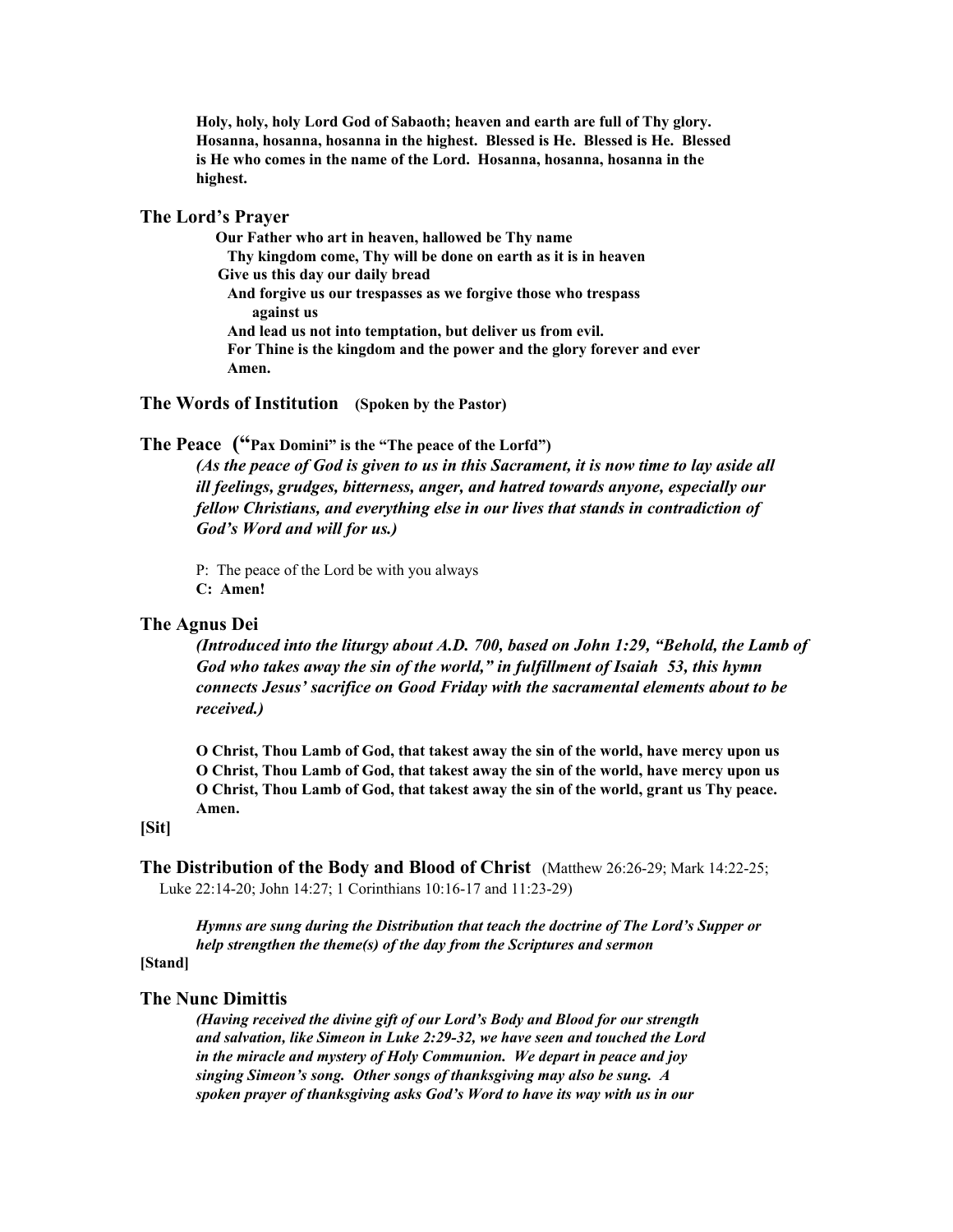**Holy, holy, holy Lord God of Sabaoth; heaven and earth are full of Thy glory. Hosanna, hosanna, hosanna in the highest. Blessed is He. Blessed is He. Blessed is He who comes in the name of the Lord. Hosanna, hosanna, hosanna in the highest.**

### The Lord's Prayer

**Our Father who art in heaven, hallowed be Thy name**
**Thy kingdom come, Thy will be done on earth as it is in heaven**
**Give us this day our daily bread**
**And forgive us our trespasses as we forgive those who trespass against us**
**And lead us not into temptation, but deliver us from evil.**
**For Thine is the kingdom and the power and the glory forever and ever**
**Amen.**

### The Words of Institution (Spoken by the Pastor)

### The Peace ("Pax Domini" is the "The peace of the Lorfd")

***(As the peace of God is given to us in this Sacrament, it is now time to lay aside all ill feelings, grudges, bitterness, anger, and hatred towards anyone, especially our fellow Christians, and everything else in our lives that stands in contradiction of God's Word and will for us.)***

P: The peace of the Lord be with you always
**C: Amen!**

### The Agnus Dei

***(Introduced into the liturgy about A.D. 700, based on John 1:29, "Behold, the Lamb of God who takes away the sin of the world," in fulfillment of Isaiah 53, this hymn connects Jesus' sacrifice on Good Friday with the sacramental elements about to be received.)***

**O Christ, Thou Lamb of God, that takest away the sin of the world, have mercy upon us**
**O Christ, Thou Lamb of God, that takest away the sin of the world, have mercy upon us**
**O Christ, Thou Lamb of God, that takest away the sin of the world, grant us Thy peace. Amen.**

**[Sit]**

### The Distribution of the Body and Blood of Christ (Matthew 26:26-29; Mark 14:22-25; Luke 22:14-20; John 14:27; 1 Corinthians 10:16-17 and 11:23-29)

***Hymns are sung during the Distribution that teach the doctrine of The Lord's Supper or help strengthen the theme(s) of the day from the Scriptures and sermon***

**[Stand]**

### The Nunc Dimittis

***(Having received the divine gift of our Lord's Body and Blood for our strength and salvation, like Simeon in Luke 2:29-32, we have seen and touched the Lord in the miracle and mystery of Holy Communion. We depart in peace and joy singing Simeon's song. Other songs of thanksgiving may also be sung. A spoken prayer of thanksgiving asks God's Word to have its way with us in our***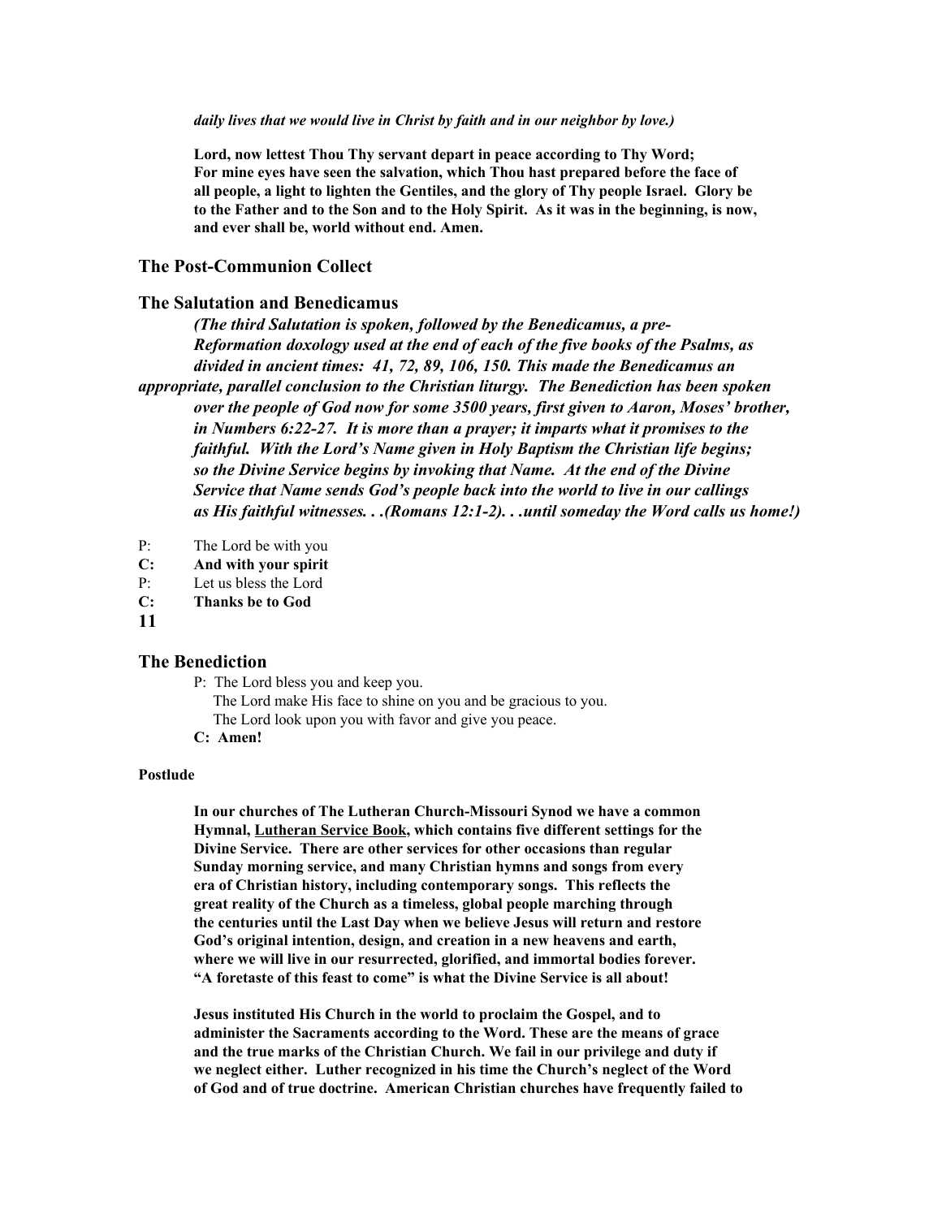*daily lives that we would live in Christ by faith and in our neighbor by love.)*

**Lord, now lettest Thou Thy servant depart in peace according to Thy Word; For mine eyes have seen the salvation, which Thou hast prepared before the face of all people, a light to lighten the Gentiles, and the glory of Thy people Israel. Glory be to the Father and to the Son and to the Holy Spirit. As it was in the beginning, is now, and ever shall be, world without end. Amen.**

## The Post-Communion Collect

## The Salutation and Benedicamus

***(The third Salutation is spoken, followed by the Benedicamus, a pre-Reformation doxology used at the end of each of the five books of the Psalms, as divided in ancient times: 41, 72, 89, 106, 150. This made the Benedicamus an appropriate, parallel conclusion to the Christian liturgy. The Benediction has been spoken over the people of God now for some 3500 years, first given to Aaron, Moses' brother, in Numbers 6:22-27. It is more than a prayer; it imparts what it promises to the faithful. With the Lord's Name given in Holy Baptism the Christian life begins; so the Divine Service begins by invoking that Name. At the end of the Divine Service that Name sends God's people back into the world to live in our callings as His faithful witnesses. . .(Romans 12:1-2). . .until someday the Word calls us home!)***

P: The Lord be with you
**C: And with your spirit**
P: Let us bless the Lord
**C: Thanks be to God**

## The Benediction

P: The Lord bless you and keep you.
The Lord make His face to shine on you and be gracious to you.
The Lord look upon you with favor and give you peace.
**C: Amen!**

**Postlude**

**In our churches of The Lutheran Church-Missouri Synod we have a common Hymnal, Lutheran Service Book, which contains five different settings for the Divine Service. There are other services for other occasions than regular Sunday morning service, and many Christian hymns and songs from every era of Christian history, including contemporary songs. This reflects the great reality of the Church as a timeless, global people marching through the centuries until the Last Day when we believe Jesus will return and restore God's original intention, design, and creation in a new heavens and earth, where we will live in our resurrected, glorified, and immortal bodies forever. "A foretaste of this feast to come" is what the Divine Service is all about!**

**Jesus instituted His Church in the world to proclaim the Gospel, and to administer the Sacraments according to the Word. These are the means of grace and the true marks of the Christian Church. We fail in our privilege and duty if we neglect either. Luther recognized in his time the Church's neglect of the Word of God and of true doctrine. American Christian churches have frequently failed to**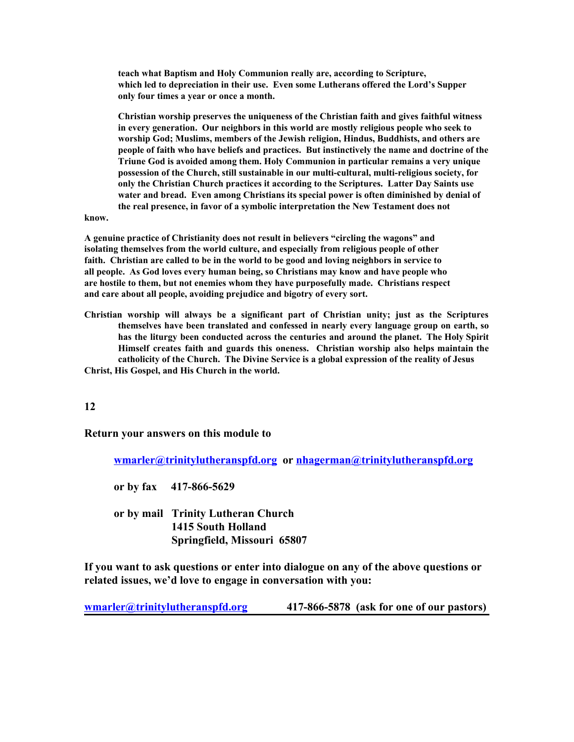**teach what Baptism and Holy Communion really are, according to Scripture, which led to depreciation in their use. Even some Lutherans offered the Lord's Supper only four times a year or once a month.**

**Christian worship preserves the uniqueness of the Christian faith and gives faithful witness in every generation. Our neighbors in this world are mostly religious people who seek to worship God; Muslims, members of the Jewish religion, Hindus, Buddhists, and others are people of faith who have beliefs and practices. But instinctively the name and doctrine of the Triune God is avoided among them. Holy Communion in particular remains a very unique possession of the Church, still sustainable in our multi-cultural, multi-religious society, for only the Christian Church practices it according to the Scriptures. Latter Day Saints use water and bread. Even among Christians its special power is often diminished by denial of the real presence, in favor of a symbolic interpretation the New Testament does not know.**

**A genuine practice of Christianity does not result in believers "circling the wagons" and isolating themselves from the world culture, and especially from religious people of other faith. Christian are called to be in the world to be good and loving neighbors in service to all people. As God loves every human being, so Christians may know and have people who are hostile to them, but not enemies whom they have purposefully made. Christians respect and care about all people, avoiding prejudice and bigotry of every sort.**

**Christian worship will always be a significant part of Christian unity; just as the Scriptures themselves have been translated and confessed in nearly every language group on earth, so has the liturgy been conducted across the centuries and around the planet. The Holy Spirit Himself creates faith and guards this oneness. Christian worship also helps maintain the catholicity of the Church. The Divine Service is a global expression of the reality of Jesus Christ, His Gospel, and His Church in the world.**

**12**

**Return your answers on this module to**

**wmarler@trinitylutheranspfd.org or nhagerman@trinitylutheranspfd.org**

**or by fax 417-866-5629**

**or by mail Trinity Lutheran Church**
**1415 South Holland**
**Springfield, Missouri 65807**

**If you want to ask questions or enter into dialogue on any of the above questions or related issues, we'd love to engage in conversation with you:**

**wmarler@trinitylutheranspfd.org 417-866-5878 (ask for one of our pastors)**